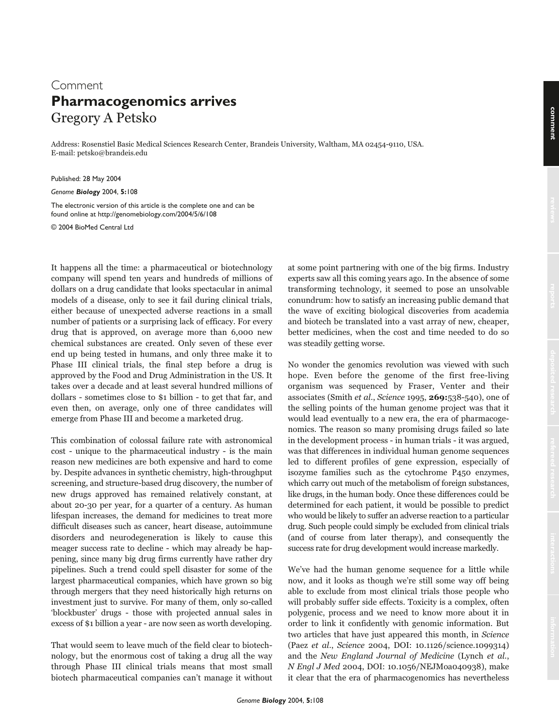Comment

# Pharmacogenomics arrives

Gregory A Petsko

Address: Rosenstiel Basic Medical Sciences Research Center, Brandeis University, Waltham, MA 02454-9110, USA.
E-mail: petsko@brandeis.edu

Published: 28 May 2004

*Genome **Biology*** 2004, **5:**108

The electronic version of this article is the complete one and can be found online at http://genomebiology.com/2004/5/6/108

© 2004 BioMed Central Ltd

It happens all the time: a pharmaceutical or biotechnology company will spend ten years and hundreds of millions of dollars on a drug candidate that looks spectacular in animal models of a disease, only to see it fail during clinical trials, either because of unexpected adverse reactions in a small number of patients or a surprising lack of efficacy. For every drug that is approved, on average more than 6,000 new chemical substances are created. Only seven of these ever end up being tested in humans, and only three make it to Phase III clinical trials, the final step before a drug is approved by the Food and Drug Administration in the US. It takes over a decade and at least several hundred millions of dollars - sometimes close to $1 billion - to get that far, and even then, on average, only one of three candidates will emerge from Phase III and become a marketed drug.

This combination of colossal failure rate with astronomical cost - unique to the pharmaceutical industry - is the main reason new medicines are both expensive and hard to come by. Despite advances in synthetic chemistry, high-throughput screening, and structure-based drug discovery, the number of new drugs approved has remained relatively constant, at about 20-30 per year, for a quarter of a century. As human lifespan increases, the demand for medicines to treat more difficult diseases such as cancer, heart disease, autoimmune disorders and neurodegeneration is likely to cause this meager success rate to decline - which may already be happening, since many big drug firms currently have rather dry pipelines. Such a trend could spell disaster for some of the largest pharmaceutical companies, which have grown so big through mergers that they need historically high returns on investment just to survive. For many of them, only so-called 'blockbuster' drugs - those with projected annual sales in excess of $1 billion a year - are now seen as worth developing.

That would seem to leave much of the field clear to biotechnology, but the enormous cost of taking a drug all the way through Phase III clinical trials means that most small biotech pharmaceutical companies can't manage it without at some point partnering with one of the big firms. Industry experts saw all this coming years ago. In the absence of some transforming technology, it seemed to pose an unsolvable conundrum: how to satisfy an increasing public demand that the wave of exciting biological discoveries from academia and biotech be translated into a vast array of new, cheaper, better medicines, when the cost and time needed to do so was steadily getting worse.

No wonder the genomics revolution was viewed with such hope. Even before the genome of the first free-living organism was sequenced by Fraser, Venter and their associates (Smith *et al*., *Science* 1995, **269:**538-540), one of the selling points of the human genome project was that it would lead eventually to a new era, the era of pharmacogenomics. The reason so many promising drugs failed so late in the development process - in human trials - it was argued, was that differences in individual human genome sequences led to different profiles of gene expression, especially of isozyme families such as the cytochrome P450 enzymes, which carry out much of the metabolism of foreign substances, like drugs, in the human body. Once these differences could be determined for each patient, it would be possible to predict who would be likely to suffer an adverse reaction to a particular drug. Such people could simply be excluded from clinical trials (and of course from later therapy), and consequently the success rate for drug development would increase markedly.

We've had the human genome sequence for a little while now, and it looks as though we're still some way off being able to exclude from most clinical trials those people who will probably suffer side effects. Toxicity is a complex, often polygenic, process and we need to know more about it in order to link it confidently with genomic information. But two articles that have just appeared this month, in *Science* (Paez *et al*., *Science* 2004, DOI: 10.1126/science.1099314) and the *New England Journal of Medicine* (Lynch *et al*., *N Engl J Med* 2004, DOI: 10.1056/NEJMoa040938), make it clear that the era of pharmacogenomics has nevertheless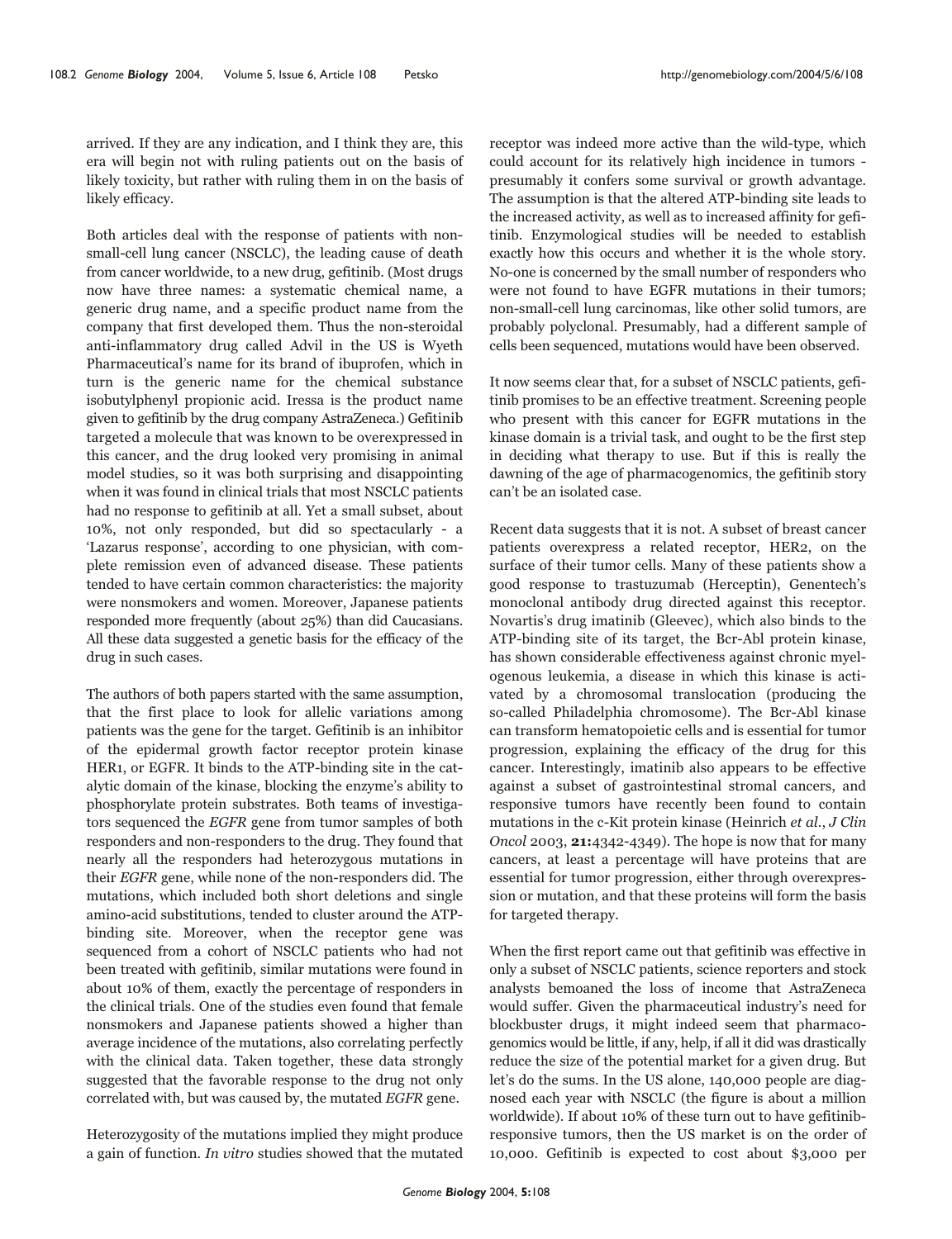arrived. If they are any indication, and I think they are, this era will begin not with ruling patients out on the basis of likely toxicity, but rather with ruling them in on the basis of likely efficacy.

Both articles deal with the response of patients with non-small-cell lung cancer (NSCLC), the leading cause of death from cancer worldwide, to a new drug, gefitinib. (Most drugs now have three names: a systematic chemical name, a generic drug name, and a specific product name from the company that first developed them. Thus the non-steroidal anti-inflammatory drug called Advil in the US is Wyeth Pharmaceutical's name for its brand of ibuprofen, which in turn is the generic name for the chemical substance isobutylphenyl propionic acid. Iressa is the product name given to gefitinib by the drug company AstraZeneca.) Gefitinib targeted a molecule that was known to be overexpressed in this cancer, and the drug looked very promising in animal model studies, so it was both surprising and disappointing when it was found in clinical trials that most NSCLC patients had no response to gefitinib at all. Yet a small subset, about 10%, not only responded, but did so spectacularly - a 'Lazarus response', according to one physician, with complete remission even of advanced disease. These patients tended to have certain common characteristics: the majority were nonsmokers and women. Moreover, Japanese patients responded more frequently (about 25%) than did Caucasians. All these data suggested a genetic basis for the efficacy of the drug in such cases.

The authors of both papers started with the same assumption, that the first place to look for allelic variations among patients was the gene for the target. Gefitinib is an inhibitor of the epidermal growth factor receptor protein kinase HER1, or EGFR. It binds to the ATP-binding site in the catalytic domain of the kinase, blocking the enzyme's ability to phosphorylate protein substrates. Both teams of investigators sequenced the *EGFR* gene from tumor samples of both responders and non-responders to the drug. They found that nearly all the responders had heterozygous mutations in their *EGFR* gene, while none of the non-responders did. The mutations, which included both short deletions and single amino-acid substitutions, tended to cluster around the ATP-binding site. Moreover, when the receptor gene was sequenced from a cohort of NSCLC patients who had not been treated with gefitinib, similar mutations were found in about 10% of them, exactly the percentage of responders in the clinical trials. One of the studies even found that female nonsmokers and Japanese patients showed a higher than average incidence of the mutations, also correlating perfectly with the clinical data. Taken together, these data strongly suggested that the favorable response to the drug not only correlated with, but was caused by, the mutated *EGFR* gene.

Heterozygosity of the mutations implied they might produce a gain of function. *In vitro* studies showed that the mutated receptor was indeed more active than the wild-type, which could account for its relatively high incidence in tumors - presumably it confers some survival or growth advantage. The assumption is that the altered ATP-binding site leads to the increased activity, as well as to increased affinity for gefitinib. Enzymological studies will be needed to establish exactly how this occurs and whether it is the whole story. No-one is concerned by the small number of responders who were not found to have EGFR mutations in their tumors; non-small-cell lung carcinomas, like other solid tumors, are probably polyclonal. Presumably, had a different sample of cells been sequenced, mutations would have been observed.

It now seems clear that, for a subset of NSCLC patients, gefitinib promises to be an effective treatment. Screening people who present with this cancer for EGFR mutations in the kinase domain is a trivial task, and ought to be the first step in deciding what therapy to use. But if this is really the dawning of the age of pharmacogenomics, the gefitinib story can't be an isolated case.

Recent data suggests that it is not. A subset of breast cancer patients overexpress a related receptor, HER2, on the surface of their tumor cells. Many of these patients show a good response to trastuzumab (Herceptin), Genentech's monoclonal antibody drug directed against this receptor. Novartis's drug imatinib (Gleevec), which also binds to the ATP-binding site of its target, the Bcr-Abl protein kinase, has shown considerable effectiveness against chronic myelogenous leukemia, a disease in which this kinase is activated by a chromosomal translocation (producing the so-called Philadelphia chromosome). The Bcr-Abl kinase can transform hematopoietic cells and is essential for tumor progression, explaining the efficacy of the drug for this cancer. Interestingly, imatinib also appears to be effective against a subset of gastrointestinal stromal cancers, and responsive tumors have recently been found to contain mutations in the c-Kit protein kinase (Heinrich *et al*., *J Clin Oncol* 2003, **21:**4342-4349). The hope is now that for many cancers, at least a percentage will have proteins that are essential for tumor progression, either through overexpression or mutation, and that these proteins will form the basis for targeted therapy.

When the first report came out that gefitinib was effective in only a subset of NSCLC patients, science reporters and stock analysts bemoaned the loss of income that AstraZeneca would suffer. Given the pharmaceutical industry's need for blockbuster drugs, it might indeed seem that pharmacogenomics would be little, if any, help, if all it did was drastically reduce the size of the potential market for a given drug. But let's do the sums. In the US alone, 140,000 people are diagnosed each year with NSCLC (the figure is about a million worldwide). If about 10% of these turn out to have gefitinib-responsive tumors, then the US market is on the order of 10,000. Gefitinib is expected to cost about $3,000 per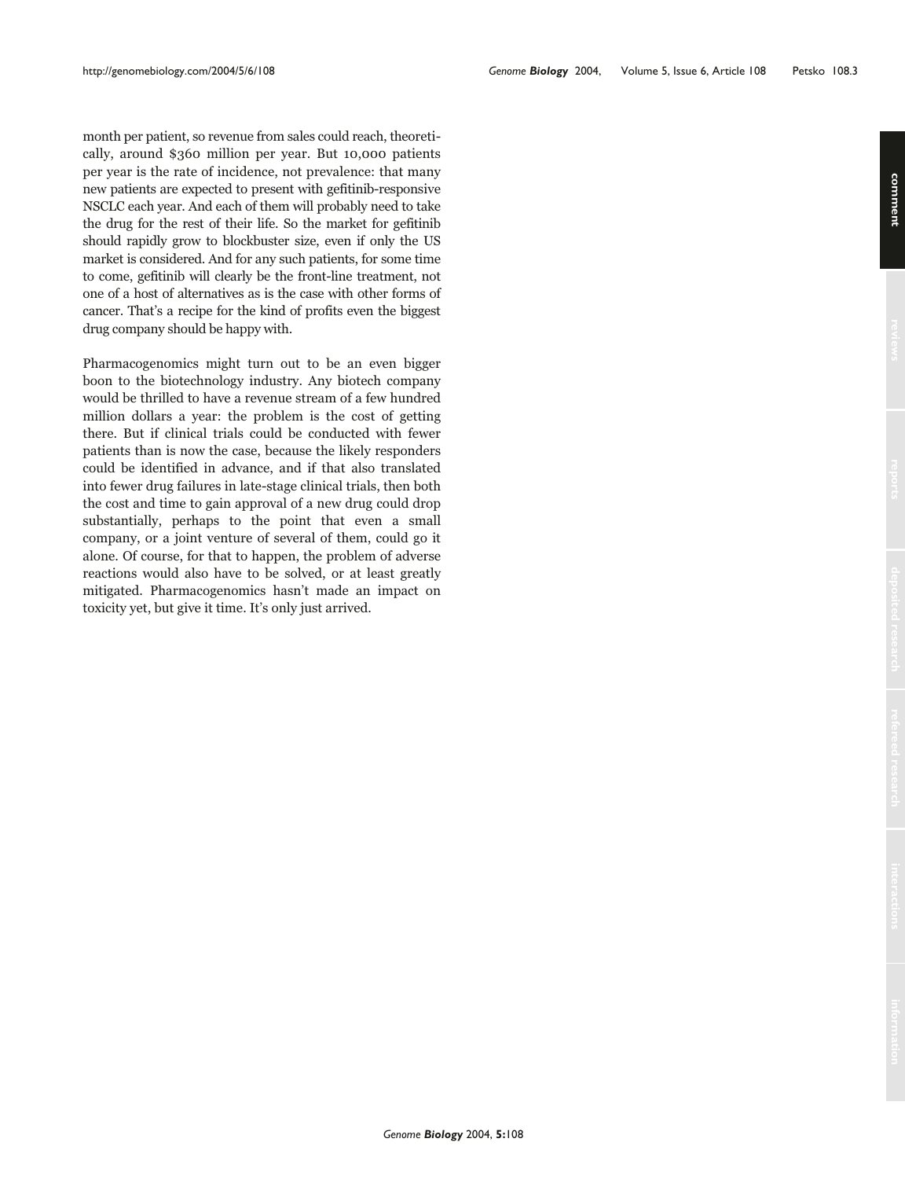month per patient, so revenue from sales could reach, theoretically, around $360 million per year. But 10,000 patients per year is the rate of incidence, not prevalence: that many new patients are expected to present with gefitinib-responsive NSCLC each year. And each of them will probably need to take the drug for the rest of their life. So the market for gefitinib should rapidly grow to blockbuster size, even if only the US market is considered. And for any such patients, for some time to come, gefitinib will clearly be the front-line treatment, not one of a host of alternatives as is the case with other forms of cancer. That's a recipe for the kind of profits even the biggest drug company should be happy with.

Pharmacogenomics might turn out to be an even bigger boon to the biotechnology industry. Any biotech company would be thrilled to have a revenue stream of a few hundred million dollars a year: the problem is the cost of getting there. But if clinical trials could be conducted with fewer patients than is now the case, because the likely responders could be identified in advance, and if that also translated into fewer drug failures in late-stage clinical trials, then both the cost and time to gain approval of a new drug could drop substantially, perhaps to the point that even a small company, or a joint venture of several of them, could go it alone. Of course, for that to happen, the problem of adverse reactions would also have to be solved, or at least greatly mitigated. Pharmacogenomics hasn't made an impact on toxicity yet, but give it time. It's only just arrived.